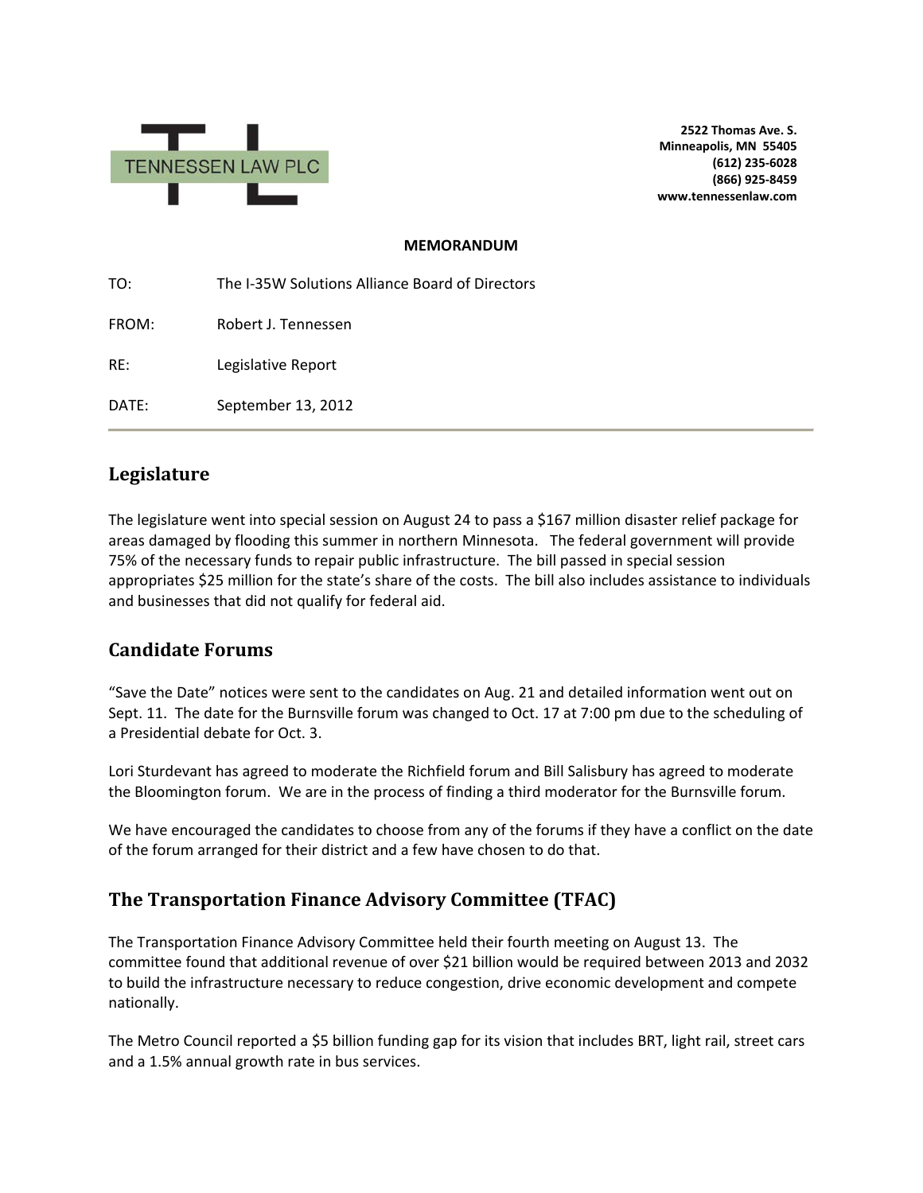TENNESSEN LAW PLC

**2522 Thomas Ave. S.**
**Minneapolis, MN 55405**
**(612) 235-6028**
**(866) 925-8459**
**www.tennessenlaw.com**

**MEMORANDUM**

TO: The I-35W Solutions Alliance Board of Directors

FROM: Robert J. Tennessen

RE: Legislative Report

DATE: September 13, 2012

---

## Legislature

The legislature went into special session on August 24 to pass a $167 million disaster relief package for areas damaged by flooding this summer in northern Minnesota. The federal government will provide 75% of the necessary funds to repair public infrastructure. The bill passed in special session appropriates $25 million for the state's share of the costs. The bill also includes assistance to individuals and businesses that did not qualify for federal aid.

## Candidate Forums

"Save the Date" notices were sent to the candidates on Aug. 21 and detailed information went out on Sept. 11. The date for the Burnsville forum was changed to Oct. 17 at 7:00 pm due to the scheduling of a Presidential debate for Oct. 3.

Lori Sturdevant has agreed to moderate the Richfield forum and Bill Salisbury has agreed to moderate the Bloomington forum. We are in the process of finding a third moderator for the Burnsville forum.

We have encouraged the candidates to choose from any of the forums if they have a conflict on the date of the forum arranged for their district and a few have chosen to do that.

## The Transportation Finance Advisory Committee (TFAC)

The Transportation Finance Advisory Committee held their fourth meeting on August 13. The committee found that additional revenue of over $21 billion would be required between 2013 and 2032 to build the infrastructure necessary to reduce congestion, drive economic development and compete nationally.

The Metro Council reported a $5 billion funding gap for its vision that includes BRT, light rail, street cars and a 1.5% annual growth rate in bus services.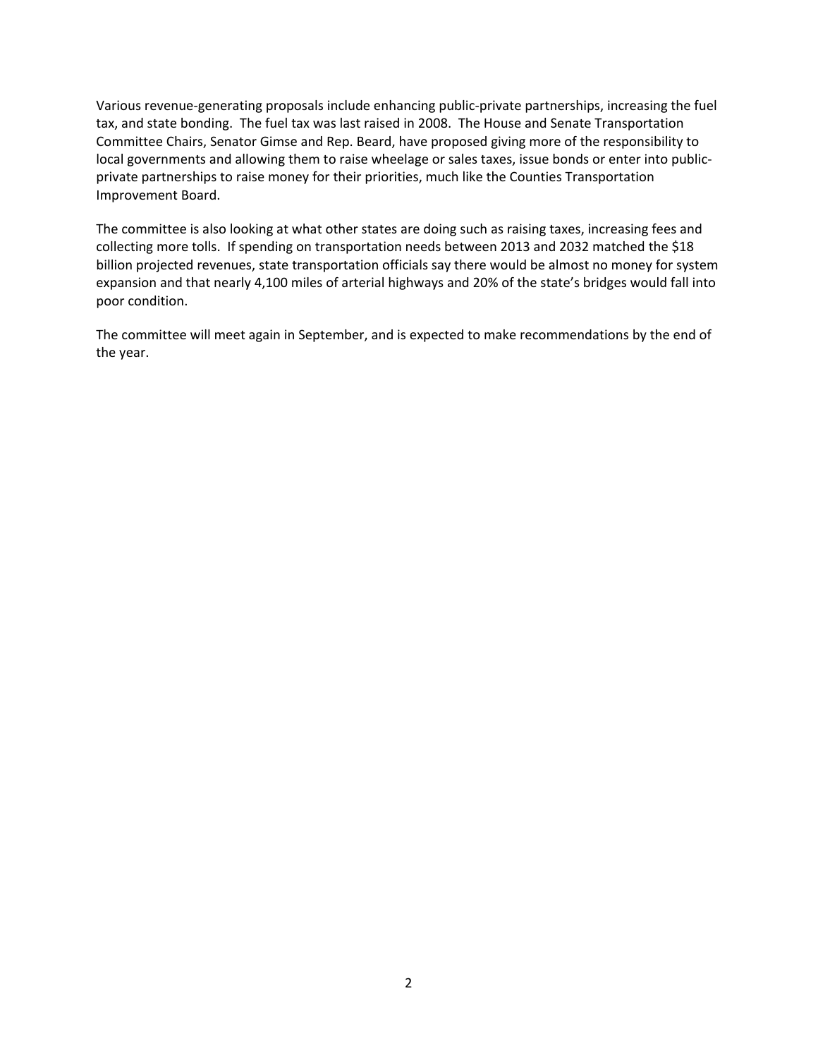Various revenue-generating proposals include enhancing public-private partnerships, increasing the fuel tax, and state bonding. The fuel tax was last raised in 2008. The House and Senate Transportation Committee Chairs, Senator Gimse and Rep. Beard, have proposed giving more of the responsibility to local governments and allowing them to raise wheelage or sales taxes, issue bonds or enter into public-private partnerships to raise money for their priorities, much like the Counties Transportation Improvement Board.

The committee is also looking at what other states are doing such as raising taxes, increasing fees and collecting more tolls. If spending on transportation needs between 2013 and 2032 matched the $18 billion projected revenues, state transportation officials say there would be almost no money for system expansion and that nearly 4,100 miles of arterial highways and 20% of the state's bridges would fall into poor condition.

The committee will meet again in September, and is expected to make recommendations by the end of the year.